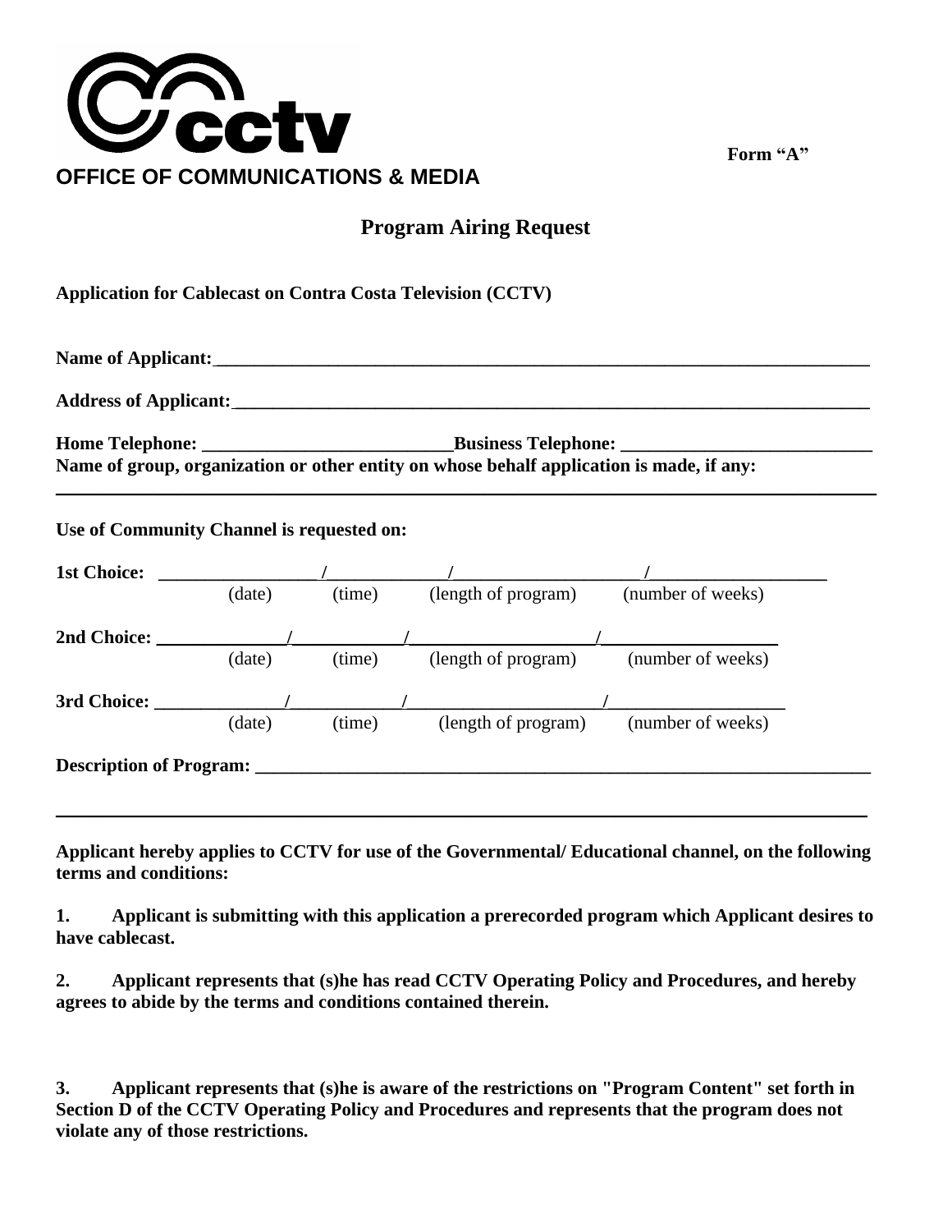CCTV

**OFFICE OF COMMUNICATIONS & MEDIA**

**Form "A"**

# Program Airing Request

**Application for Cablecast on Contra Costa Television (CCTV)**

**Name of Applicant:** ______________________________________________

**Address of Applicant:** ______________________________________________

**Home Telephone:** __________________________ **Business Telephone:** __________________________

**Name of group, organization or other entity on whose behalf application is made, if any:**

______________________________________________________________________

**Use of Community Channel is requested on:**

**1st Choice:** ______________ / ____________ / __________________ / __________________
(date) (time) (length of program) (number of weeks)

**2nd Choice:** ______________ / ____________ / __________________ / __________________
(date) (time) (length of program) (number of weeks)

**3rd Choice:** ______________ / ____________ / __________________ / __________________
(date) (time) (length of program) (number of weeks)

**Description of Program:** ______________________________________________

______________________________________________________________________

**Applicant hereby applies to CCTV for use of the Governmental/ Educational channel, on the following terms and conditions:**

**1. Applicant is submitting with this application a prerecorded program which Applicant desires to have cablecast.**

**2. Applicant represents that (s)he has read CCTV Operating Policy and Procedures, and hereby agrees to abide by the terms and conditions contained therein.**

**3. Applicant represents that (s)he is aware of the restrictions on "Program Content" set forth in Section D of the CCTV Operating Policy and Procedures and represents that the program does not violate any of those restrictions.**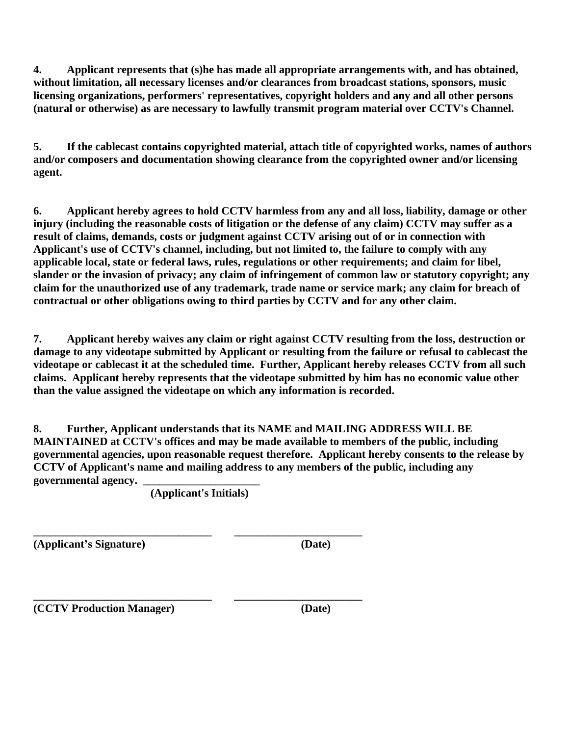**4. Applicant represents that (s)he has made all appropriate arrangements with, and has obtained, without limitation, all necessary licenses and/or clearances from broadcast stations, sponsors, music licensing organizations, performers' representatives, copyright holders and any and all other persons (natural or otherwise) as are necessary to lawfully transmit program material over CCTV's Channel.**

**5. If the cablecast contains copyrighted material, attach title of copyrighted works, names of authors and/or composers and documentation showing clearance from the copyrighted owner and/or licensing agent.**

**6. Applicant hereby agrees to hold CCTV harmless from any and all loss, liability, damage or other injury (including the reasonable costs of litigation or the defense of any claim) CCTV may suffer as a result of claims, demands, costs or judgment against CCTV arising out of or in connection with Applicant's use of CCTV's channel, including, but not limited to, the failure to comply with any applicable local, state or federal laws, rules, regulations or other requirements; and claim for libel, slander or the invasion of privacy; any claim of infringement of common law or statutory copyright; any claim for the unauthorized use of any trademark, trade name or service mark; any claim for breach of contractual or other obligations owing to third parties by CCTV and for any other claim.**

**7. Applicant hereby waives any claim or right against CCTV resulting from the loss, destruction or damage to any videotape submitted by Applicant or resulting from the failure or refusal to cablecast the videotape or cablecast it at the scheduled time. Further, Applicant hereby releases CCTV from all such claims. Applicant hereby represents that the videotape submitted by him has no economic value other than the value assigned the videotape on which any information is recorded.**

**8. Further, Applicant understands that its NAME and MAILING ADDRESS WILL BE MAINTAINED at CCTV's offices and may be made available to members of the public, including governmental agencies, upon reasonable request therefore. Applicant hereby consents to the release by CCTV of Applicant's name and mailing address to any members of the public, including any governmental agency. ____________________**

**(Applicant's Initials)**

**________________________________ ________________________**

**(Applicant's Signature) (Date)**

**________________________________ ________________________**

**(CCTV Production Manager) (Date)**